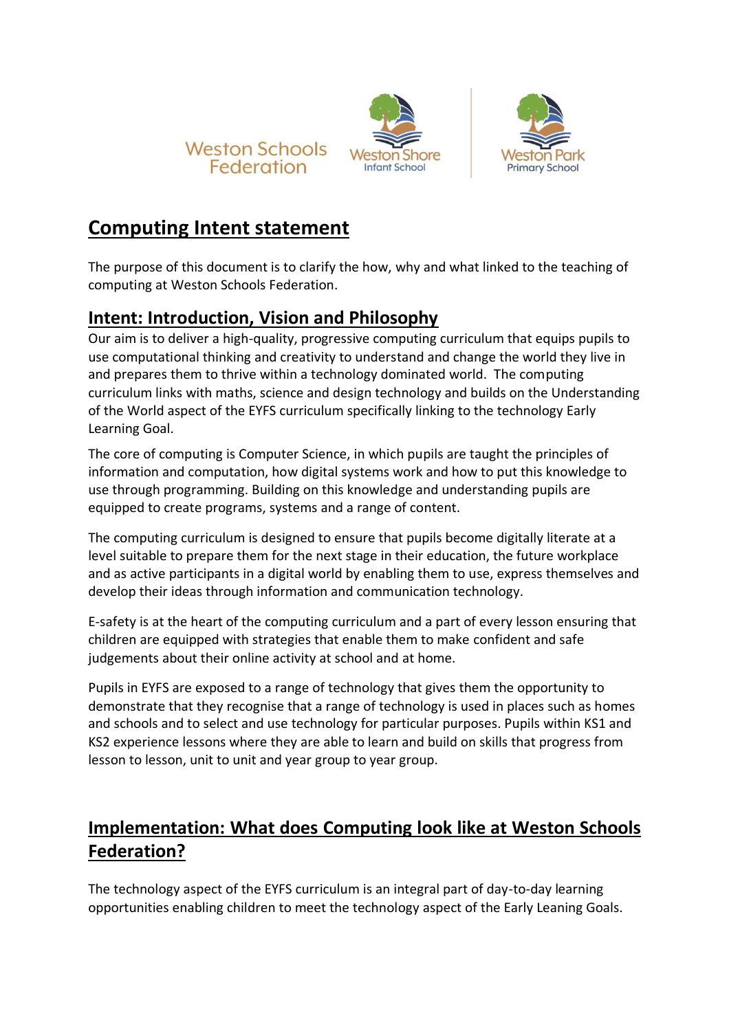Weston Schools Federation

Weston Shore Infant School

Weston Park Primary School

# Computing Intent statement

The purpose of this document is to clarify the how, why and what linked to the teaching of computing at Weston Schools Federation.

## Intent: Introduction, Vision and Philosophy

Our aim is to deliver a high-quality, progressive computing curriculum that equips pupils to use computational thinking and creativity to understand and change the world they live in and prepares them to thrive within a technology dominated world. The computing curriculum links with maths, science and design technology and builds on the Understanding of the World aspect of the EYFS curriculum specifically linking to the technology Early Learning Goal.

The core of computing is Computer Science, in which pupils are taught the principles of information and computation, how digital systems work and how to put this knowledge to use through programming. Building on this knowledge and understanding pupils are equipped to create programs, systems and a range of content.

The computing curriculum is designed to ensure that pupils become digitally literate at a level suitable to prepare them for the next stage in their education, the future workplace and as active participants in a digital world by enabling them to use, express themselves and develop their ideas through information and communication technology.

E-safety is at the heart of the computing curriculum and a part of every lesson ensuring that children are equipped with strategies that enable them to make confident and safe judgements about their online activity at school and at home.

Pupils in EYFS are exposed to a range of technology that gives them the opportunity to demonstrate that they recognise that a range of technology is used in places such as homes and schools and to select and use technology for particular purposes. Pupils within KS1 and KS2 experience lessons where they are able to learn and build on skills that progress from lesson to lesson, unit to unit and year group to year group.

## Implementation: What does Computing look like at Weston Schools Federation?

The technology aspect of the EYFS curriculum is an integral part of day-to-day learning opportunities enabling children to meet the technology aspect of the Early Leaning Goals.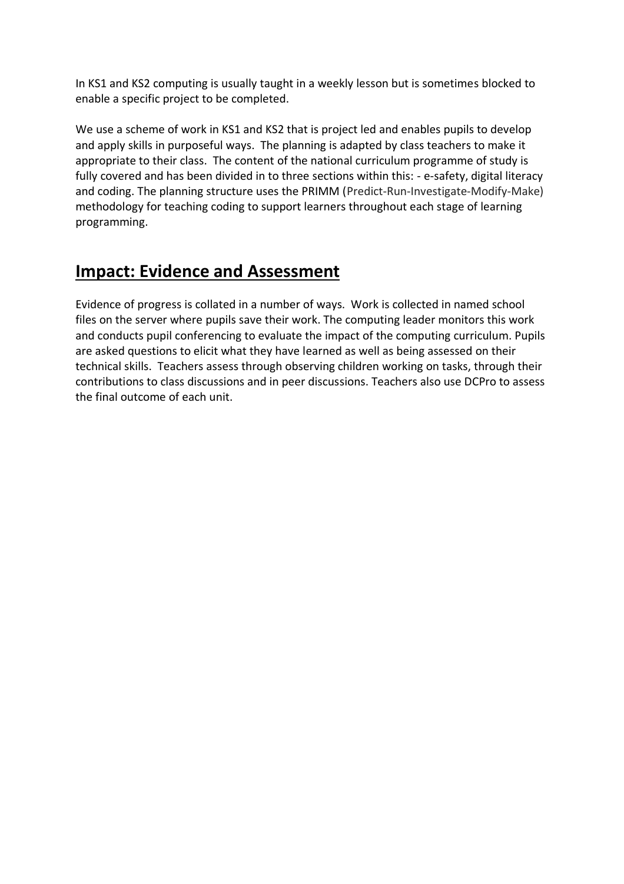In KS1 and KS2 computing is usually taught in a weekly lesson but is sometimes blocked to enable a specific project to be completed.

We use a scheme of work in KS1 and KS2 that is project led and enables pupils to develop and apply skills in purposeful ways. The planning is adapted by class teachers to make it appropriate to their class. The content of the national curriculum programme of study is fully covered and has been divided in to three sections within this: - e-safety, digital literacy and coding. The planning structure uses the PRIMM (Predict-Run-Investigate-Modify-Make) methodology for teaching coding to support learners throughout each stage of learning programming.

## Impact: Evidence and Assessment

Evidence of progress is collated in a number of ways. Work is collected in named school files on the server where pupils save their work. The computing leader monitors this work and conducts pupil conferencing to evaluate the impact of the computing curriculum. Pupils are asked questions to elicit what they have learned as well as being assessed on their technical skills. Teachers assess through observing children working on tasks, through their contributions to class discussions and in peer discussions. Teachers also use DCPro to assess the final outcome of each unit.